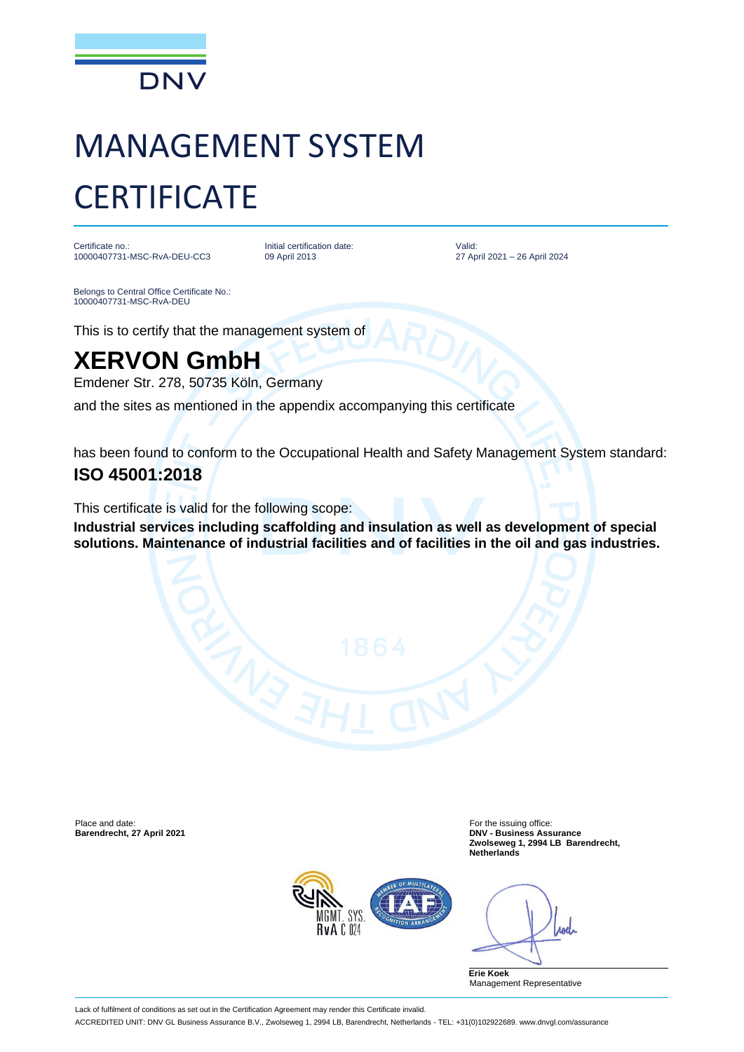DNV

# MANAGEMENT SYSTEM CERTIFICATE

Certificate no.:
10000407731-MSC-RvA-DEU-CC3

Initial certification date:
09 April 2013

Valid:
27 April 2021 – 26 April 2024

Belongs to Central Office Certificate No.:
10000407731-MSC-RvA-DEU

This is to certify that the management system of

## XERVON GmbH

Emdener Str. 278, 50735 Köln, Germany

and the sites as mentioned in the appendix accompanying this certificate

has been found to conform to the Occupational Health and Safety Management System standard:

**ISO 45001:2018**

This certificate is valid for the following scope:

**Industrial services including scaffolding and insulation as well as development of special solutions. Maintenance of industrial facilities and of facilities in the oil and gas industries.**

Place and date:
**Barendrecht, 27 April 2021**

For the issuing office:
**DNV - Business Assurance**
**Zwolseweg 1, 2994 LB Barendrecht, Netherlands**

MGMT. SYS.
RvA C 024

**Erie Koek**
Management Representative

Lack of fulfilment of conditions as set out in the Certification Agreement may render this Certificate invalid.

ACCREDITED UNIT: DNV GL Business Assurance B.V., Zwolseweg 1, 2994 LB, Barendrecht, Netherlands - TEL: +31(0)102922689. www.dnvgl.com/assurance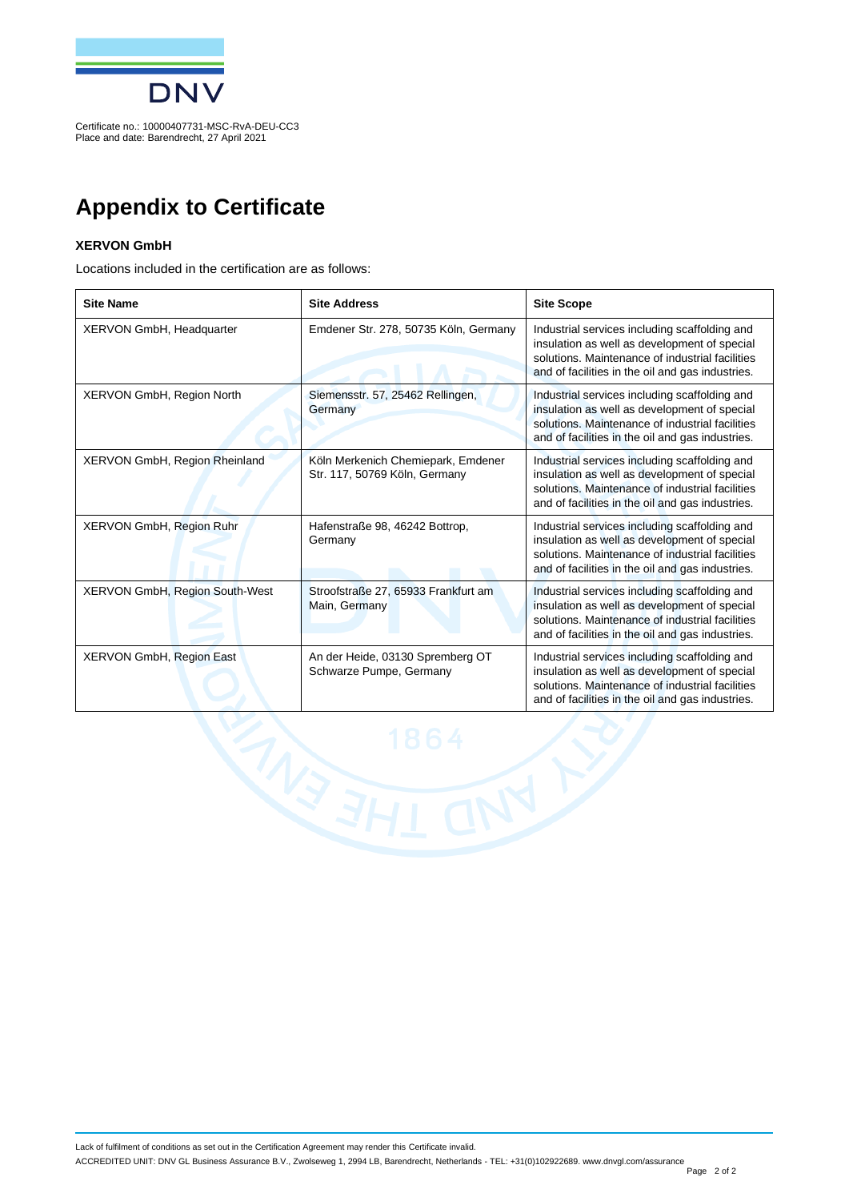Certificate no.: 10000407731-MSC-RvA-DEU-CC3
Place and date: Barendrecht, 27 April 2021

# Appendix to Certificate

**XERVON GmbH**

Locations included in the certification are as follows:

| Site Name | Site Address | Site Scope |
| --- | --- | --- |
| XERVON GmbH, Headquarter | Emdener Str. 278, 50735 Köln, Germany | Industrial services including scaffolding and insulation as well as development of special solutions. Maintenance of industrial facilities and of facilities in the oil and gas industries. |
| XERVON GmbH, Region North | Siemensstr. 57, 25462 Rellingen, Germany | Industrial services including scaffolding and insulation as well as development of special solutions. Maintenance of industrial facilities and of facilities in the oil and gas industries. |
| XERVON GmbH, Region Rheinland | Köln Merkenich Chemiepark, Emdener Str. 117, 50769 Köln, Germany | Industrial services including scaffolding and insulation as well as development of special solutions. Maintenance of industrial facilities and of facilities in the oil and gas industries. |
| XERVON GmbH, Region Ruhr | Hafenstraße 98, 46242 Bottrop, Germany | Industrial services including scaffolding and insulation as well as development of special solutions. Maintenance of industrial facilities and of facilities in the oil and gas industries. |
| XERVON GmbH, Region South-West | Stroofstraße 27, 65933 Frankfurt am Main, Germany | Industrial services including scaffolding and insulation as well as development of special solutions. Maintenance of industrial facilities and of facilities in the oil and gas industries. |
| XERVON GmbH, Region East | An der Heide, 03130 Spremberg OT Schwarze Pumpe, Germany | Industrial services including scaffolding and insulation as well as development of special solutions. Maintenance of industrial facilities and of facilities in the oil and gas industries. |

Lack of fulfilment of conditions as set out in the Certification Agreement may render this Certificate invalid.

ACCREDITED UNIT: DNV GL Business Assurance B.V., Zwolseweg 1, 2994 LB, Barendrecht, Netherlands - TEL: +31(0)102922689. www.dnvgl.com/assurance